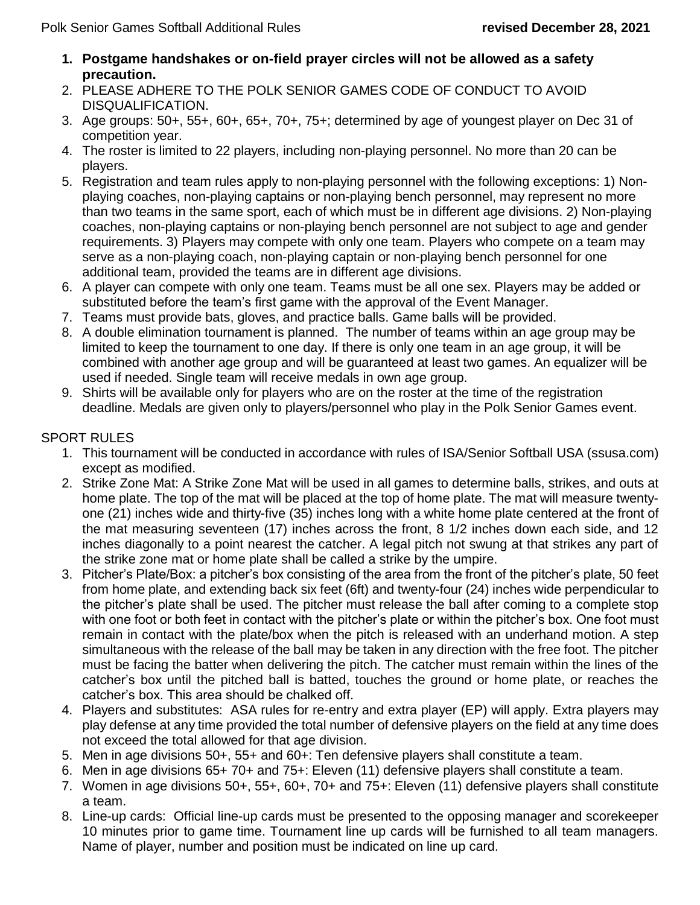Polk Senior Games Softball Additional Rules **revised December 28, 2021**

1. **Postgame handshakes or on-field prayer circles will not be allowed as a safety precaution.**
2. PLEASE ADHERE TO THE POLK SENIOR GAMES CODE OF CONDUCT TO AVOID DISQUALIFICATION.
3. Age groups: 50+, 55+, 60+, 65+, 70+, 75+; determined by age of youngest player on Dec 31 of competition year.
4. The roster is limited to 22 players, including non-playing personnel. No more than 20 can be players.
5. Registration and team rules apply to non-playing personnel with the following exceptions: 1) Non-playing coaches, non-playing captains or non-playing bench personnel, may represent no more than two teams in the same sport, each of which must be in different age divisions. 2) Non-playing coaches, non-playing captains or non-playing bench personnel are not subject to age and gender requirements. 3) Players may compete with only one team. Players who compete on a team may serve as a non-playing coach, non-playing captain or non-playing bench personnel for one additional team, provided the teams are in different age divisions.
6. A player can compete with only one team. Teams must be all one sex. Players may be added or substituted before the team's first game with the approval of the Event Manager.
7. Teams must provide bats, gloves, and practice balls. Game balls will be provided.
8. A double elimination tournament is planned. The number of teams within an age group may be limited to keep the tournament to one day. If there is only one team in an age group, it will be combined with another age group and will be guaranteed at least two games. An equalizer will be used if needed. Single team will receive medals in own age group.
9. Shirts will be available only for players who are on the roster at the time of the registration deadline. Medals are given only to players/personnel who play in the Polk Senior Games event.

SPORT RULES

1. This tournament will be conducted in accordance with rules of ISA/Senior Softball USA (ssusa.com) except as modified.
2. Strike Zone Mat: A Strike Zone Mat will be used in all games to determine balls, strikes, and outs at home plate. The top of the mat will be placed at the top of home plate. The mat will measure twenty-one (21) inches wide and thirty-five (35) inches long with a white home plate centered at the front of the mat measuring seventeen (17) inches across the front, 8 1/2 inches down each side, and 12 inches diagonally to a point nearest the catcher. A legal pitch not swung at that strikes any part of the strike zone mat or home plate shall be called a strike by the umpire.
3. Pitcher's Plate/Box: a pitcher's box consisting of the area from the front of the pitcher's plate, 50 feet from home plate, and extending back six feet (6ft) and twenty-four (24) inches wide perpendicular to the pitcher's plate shall be used. The pitcher must release the ball after coming to a complete stop with one foot or both feet in contact with the pitcher's plate or within the pitcher's box. One foot must remain in contact with the plate/box when the pitch is released with an underhand motion. A step simultaneous with the release of the ball may be taken in any direction with the free foot. The pitcher must be facing the batter when delivering the pitch. The catcher must remain within the lines of the catcher's box until the pitched ball is batted, touches the ground or home plate, or reaches the catcher's box. This area should be chalked off.
4. Players and substitutes: ASA rules for re-entry and extra player (EP) will apply. Extra players may play defense at any time provided the total number of defensive players on the field at any time does not exceed the total allowed for that age division.
5. Men in age divisions 50+, 55+ and 60+: Ten defensive players shall constitute a team.
6. Men in age divisions 65+ 70+ and 75+: Eleven (11) defensive players shall constitute a team.
7. Women in age divisions 50+, 55+, 60+, 70+ and 75+: Eleven (11) defensive players shall constitute a team.
8. Line-up cards: Official line-up cards must be presented to the opposing manager and scorekeeper 10 minutes prior to game time. Tournament line up cards will be furnished to all team managers. Name of player, number and position must be indicated on line up card.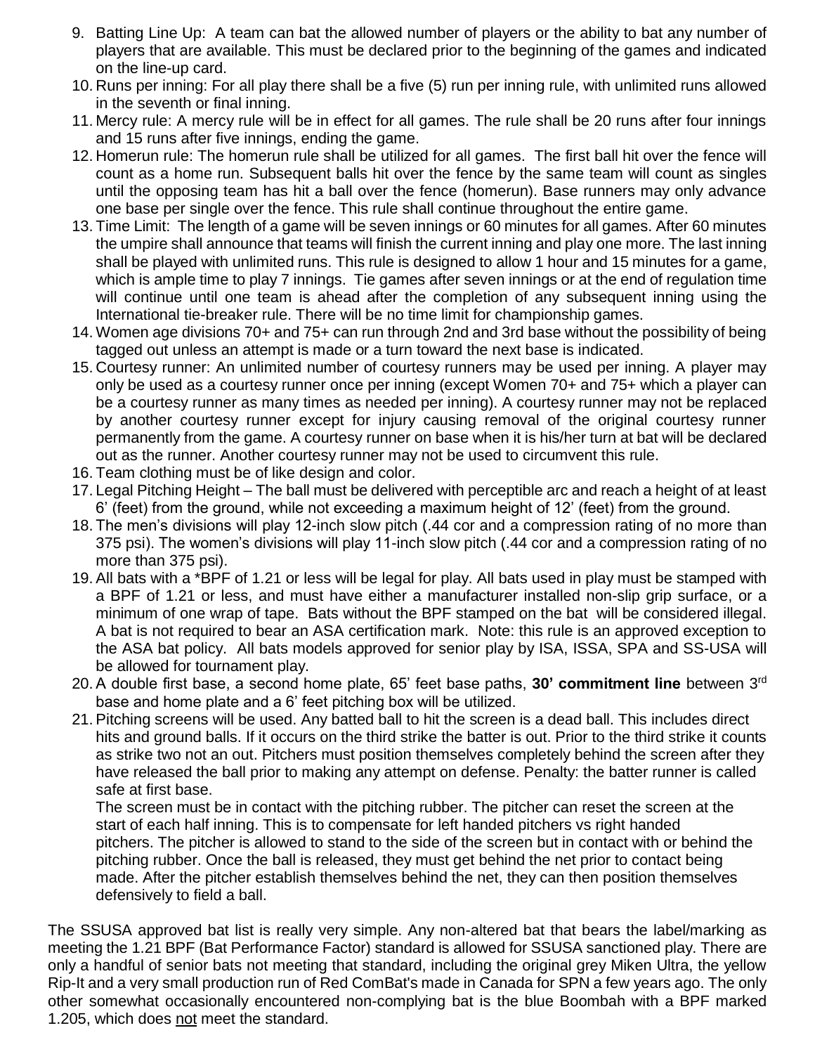9. Batting Line Up: A team can bat the allowed number of players or the ability to bat any number of players that are available. This must be declared prior to the beginning of the games and indicated on the line-up card.
10. Runs per inning: For all play there shall be a five (5) run per inning rule, with unlimited runs allowed in the seventh or final inning.
11. Mercy rule: A mercy rule will be in effect for all games. The rule shall be 20 runs after four innings and 15 runs after five innings, ending the game.
12. Homerun rule: The homerun rule shall be utilized for all games. The first ball hit over the fence will count as a home run. Subsequent balls hit over the fence by the same team will count as singles until the opposing team has hit a ball over the fence (homerun). Base runners may only advance one base per single over the fence. This rule shall continue throughout the entire game.
13. Time Limit: The length of a game will be seven innings or 60 minutes for all games. After 60 minutes the umpire shall announce that teams will finish the current inning and play one more. The last inning shall be played with unlimited runs. This rule is designed to allow 1 hour and 15 minutes for a game, which is ample time to play 7 innings. Tie games after seven innings or at the end of regulation time will continue until one team is ahead after the completion of any subsequent inning using the International tie-breaker rule. There will be no time limit for championship games.
14. Women age divisions 70+ and 75+ can run through 2nd and 3rd base without the possibility of being tagged out unless an attempt is made or a turn toward the next base is indicated.
15. Courtesy runner: An unlimited number of courtesy runners may be used per inning. A player may only be used as a courtesy runner once per inning (except Women 70+ and 75+ which a player can be a courtesy runner as many times as needed per inning). A courtesy runner may not be replaced by another courtesy runner except for injury causing removal of the original courtesy runner permanently from the game. A courtesy runner on base when it is his/her turn at bat will be declared out as the runner. Another courtesy runner may not be used to circumvent this rule.
16. Team clothing must be of like design and color.
17. Legal Pitching Height – The ball must be delivered with perceptible arc and reach a height of at least 6' (feet) from the ground, while not exceeding a maximum height of 12' (feet) from the ground.
18. The men's divisions will play 12-inch slow pitch (.44 cor and a compression rating of no more than 375 psi). The women's divisions will play 11-inch slow pitch (.44 cor and a compression rating of no more than 375 psi).
19. All bats with a *BPF of 1.21 or less will be legal for play. All bats used in play must be stamped with a BPF of 1.21 or less, and must have either a manufacturer installed non-slip grip surface, or a minimum of one wrap of tape. Bats without the BPF stamped on the bat will be considered illegal. A bat is not required to bear an ASA certification mark. Note: this rule is an approved exception to the ASA bat policy. All bats models approved for senior play by ISA, ISSA, SPA and SS-USA will be allowed for tournament play.
20. A double first base, a second home plate, 65' feet base paths, **30' commitment line** between 3rd base and home plate and a 6' feet pitching box will be utilized.
21. Pitching screens will be used. Any batted ball to hit the screen is a dead ball. This includes direct hits and ground balls. If it occurs on the third strike the batter is out. Prior to the third strike it counts as strike two not an out. Pitchers must position themselves completely behind the screen after they have released the ball prior to making any attempt on defense. Penalty: the batter runner is called safe at first base.

    The screen must be in contact with the pitching rubber. The pitcher can reset the screen at the start of each half inning. This is to compensate for left handed pitchers vs right handed pitchers. The pitcher is allowed to stand to the side of the screen but in contact with or behind the pitching rubber. Once the ball is released, they must get behind the net prior to contact being made. After the pitcher establish themselves behind the net, they can then position themselves defensively to field a ball.

The SSUSA approved bat list is really very simple. Any non-altered bat that bears the label/marking as meeting the 1.21 BPF (Bat Performance Factor) standard is allowed for SSUSA sanctioned play. There are only a handful of senior bats not meeting that standard, including the original grey Miken Ultra, the yellow Rip-It and a very small production run of Red ComBat's made in Canada for SPN a few years ago. The only other somewhat occasionally encountered non-complying bat is the blue Boombah with a BPF marked 1.205, which does <u>not</u> meet the standard.